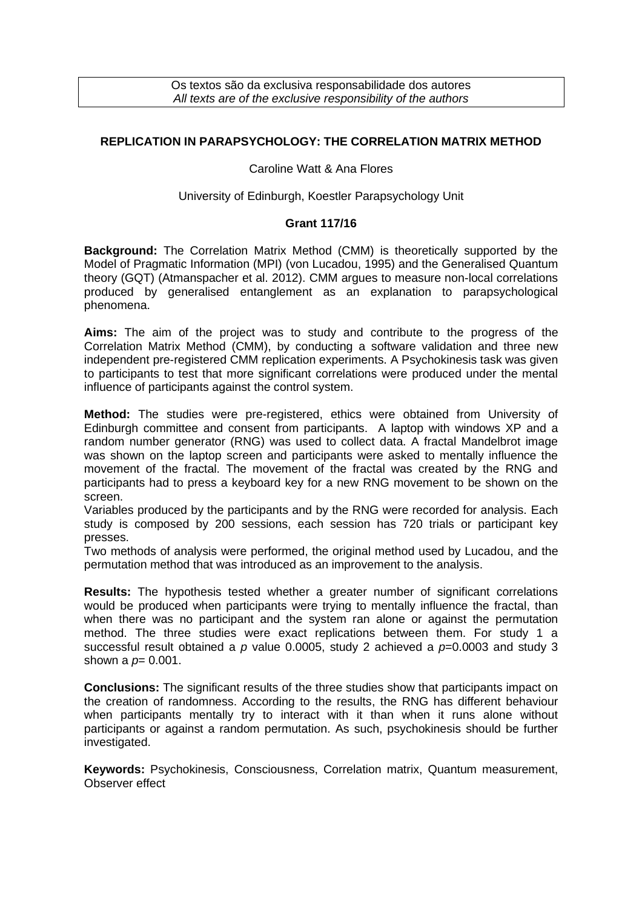Os textos são da exclusiva responsabilidade dos autores
*All texts are of the exclusive responsibility of the authors*

## REPLICATION IN PARAPSYCHOLOGY: THE CORRELATION MATRIX METHOD

Caroline Watt & Ana Flores

University of Edinburgh, Koestler Parapsychology Unit

**Grant 117/16**

**Background:** The Correlation Matrix Method (CMM) is theoretically supported by the Model of Pragmatic Information (MPI) (von Lucadou, 1995) and the Generalised Quantum theory (GQT) (Atmanspacher et al. 2012). CMM argues to measure non-local correlations produced by generalised entanglement as an explanation to parapsychological phenomena.

**Aims:** The aim of the project was to study and contribute to the progress of the Correlation Matrix Method (CMM), by conducting a software validation and three new independent pre-registered CMM replication experiments. A Psychokinesis task was given to participants to test that more significant correlations were produced under the mental influence of participants against the control system.

**Method:** The studies were pre-registered, ethics were obtained from University of Edinburgh committee and consent from participants. A laptop with windows XP and a random number generator (RNG) was used to collect data. A fractal Mandelbrot image was shown on the laptop screen and participants were asked to mentally influence the movement of the fractal. The movement of the fractal was created by the RNG and participants had to press a keyboard key for a new RNG movement to be shown on the screen.
Variables produced by the participants and by the RNG were recorded for analysis. Each study is composed by 200 sessions, each session has 720 trials or participant key presses.
Two methods of analysis were performed, the original method used by Lucadou, and the permutation method that was introduced as an improvement to the analysis.

**Results:** The hypothesis tested whether a greater number of significant correlations would be produced when participants were trying to mentally influence the fractal, than when there was no participant and the system ran alone or against the permutation method. The three studies were exact replications between them. For study 1 a successful result obtained a $p$ value 0.0005, study 2 achieved a $p$=0.0003 and study 3 shown a $p$= 0.001.

**Conclusions:** The significant results of the three studies show that participants impact on the creation of randomness. According to the results, the RNG has different behaviour when participants mentally try to interact with it than when it runs alone without participants or against a random permutation. As such, psychokinesis should be further investigated.

**Keywords:** Psychokinesis, Consciousness, Correlation matrix, Quantum measurement, Observer effect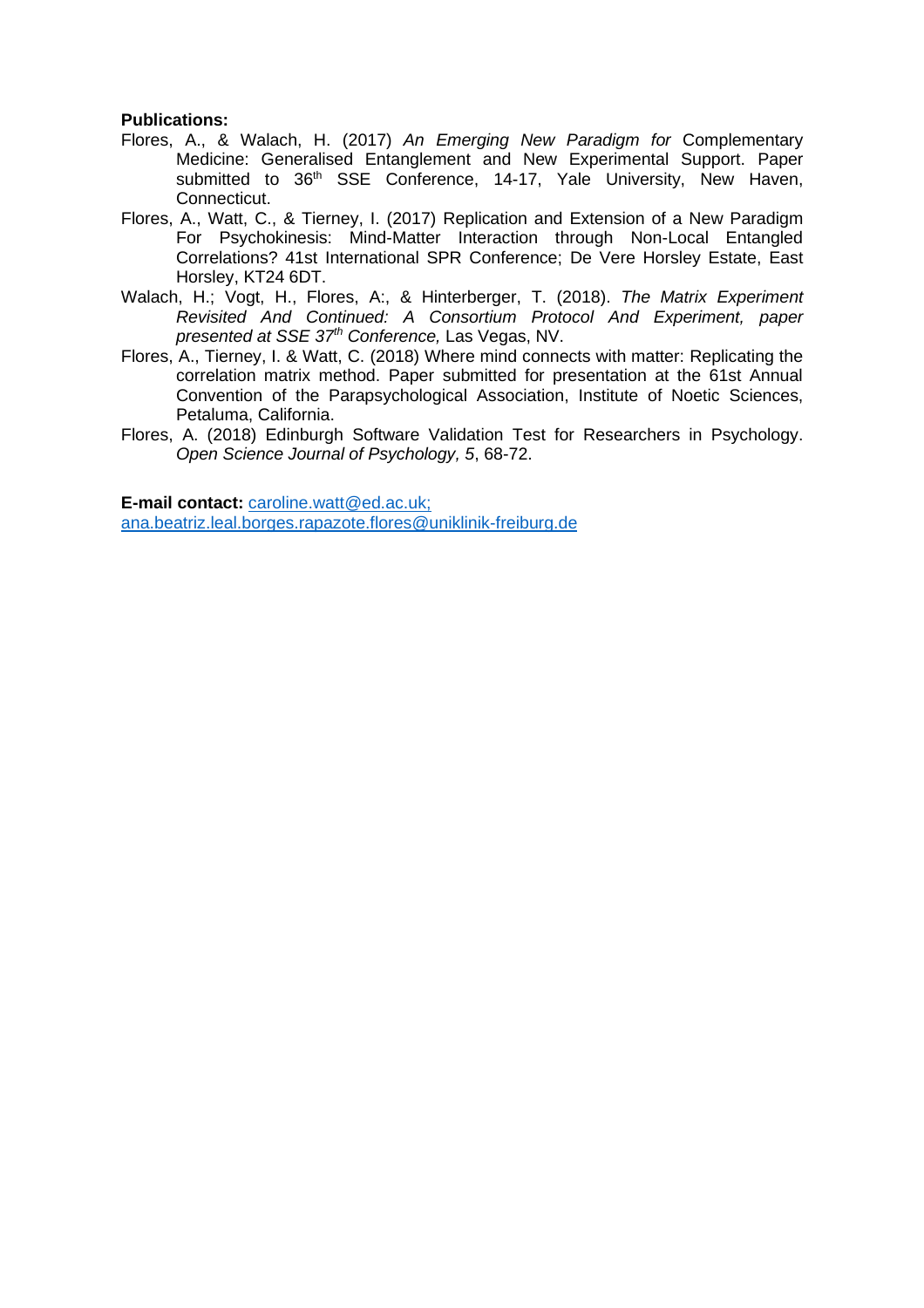**Publications:**

Flores, A., & Walach, H. (2017) *An Emerging New Paradigm for* Complementary Medicine: Generalised Entanglement and New Experimental Support. Paper submitted to 36[th] SSE Conference, 14-17, Yale University, New Haven, Connecticut.

Flores, A., Watt, C., & Tierney, I. (2017) Replication and Extension of a New Paradigm For Psychokinesis: Mind-Matter Interaction through Non-Local Entangled Correlations? 41st International SPR Conference; De Vere Horsley Estate, East Horsley, KT24 6DT.

Walach, H.; Vogt, H., Flores, A:, & Hinterberger, T. (2018). *The Matrix Experiment Revisited And Continued: A Consortium Protocol And Experiment, paper presented at SSE 37[th] Conference,* Las Vegas, NV.

Flores, A., Tierney, I. & Watt, C. (2018) Where mind connects with matter: Replicating the correlation matrix method. Paper submitted for presentation at the 61st Annual Convention of the Parapsychological Association, Institute of Noetic Sciences, Petaluma, California.

Flores, A. (2018) Edinburgh Software Validation Test for Researchers in Psychology. *Open Science Journal of Psychology, 5*, 68-72.

**E-mail contact:** caroline.watt@ed.ac.uk; ana.beatriz.leal.borges.rapazote.flores@uniklinik-freiburg.de